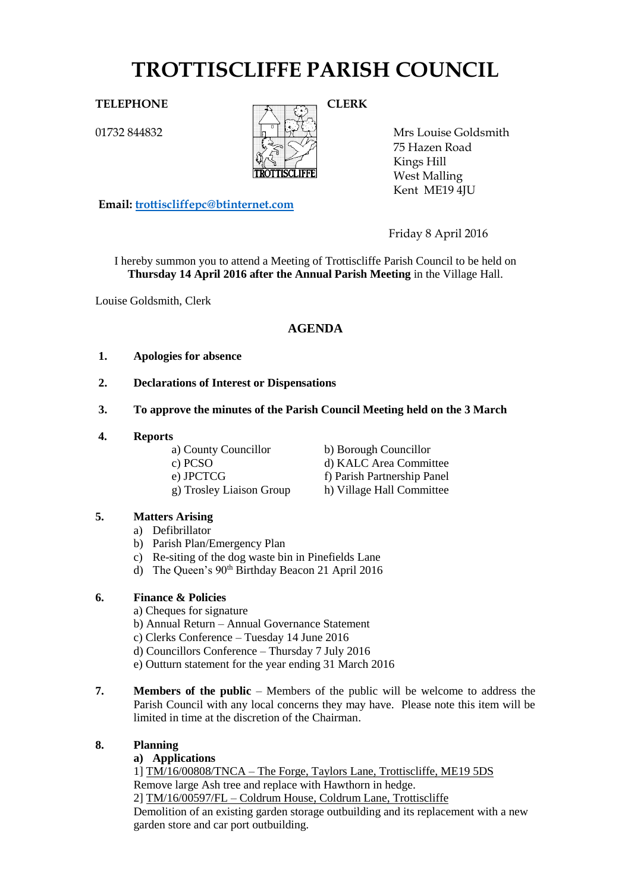# TROTTISCLIFFE PARISH COUNCIL

**TELEPHONE**

01732 844832

**CLERK**

Mrs Louise Goldsmith
75 Hazen Road
Kings Hill
West Malling
Kent ME19 4JU

**Email:** trottiscliffepc@btinternet.com

Friday 8 April 2016

I hereby summon you to attend a Meeting of Trottiscliffe Parish Council to be held on **Thursday 14 April 2016 after the Annual Parish Meeting** in the Village Hall.

Louise Goldsmith, Clerk

## AGENDA

1. **Apologies for absence**

2. **Declarations of Interest or Dispensations**

3. **To approve the minutes of the Parish Council Meeting held on the 3 March**

4. **Reports**
   - a) County Councillor
   - b) Borough Councillor
   - c) PCSO
   - d) KALC Area Committee
   - e) JPCTCG
   - f) Parish Partnership Panel
   - g) Trosley Liaison Group
   - h) Village Hall Committee

5. **Matters Arising**
   - a) Defibrillator
   - b) Parish Plan/Emergency Plan
   - c) Re-siting of the dog waste bin in Pinefields Lane
   - d) The Queen's 90th Birthday Beacon 21 April 2016

6. **Finance & Policies**
   - a) Cheques for signature
   - b) Annual Return – Annual Governance Statement
   - c) Clerks Conference – Tuesday 14 June 2016
   - d) Councillors Conference – Thursday 7 July 2016
   - e) Outturn statement for the year ending 31 March 2016

7. **Members of the public** – Members of the public will be welcome to address the Parish Council with any local concerns they may have. Please note this item will be limited in time at the discretion of the Chairman.

8. **Planning**

   **a) Applications**

   1] TM/16/00808/TNCA – The Forge, Taylors Lane, Trottiscliffe, ME19 5DS
   Remove large Ash tree and replace with Hawthorn in hedge.

   2] TM/16/00597/FL – Coldrum House, Coldrum Lane, Trottiscliffe
   Demolition of an existing garden storage outbuilding and its replacement with a new garden store and car port outbuilding.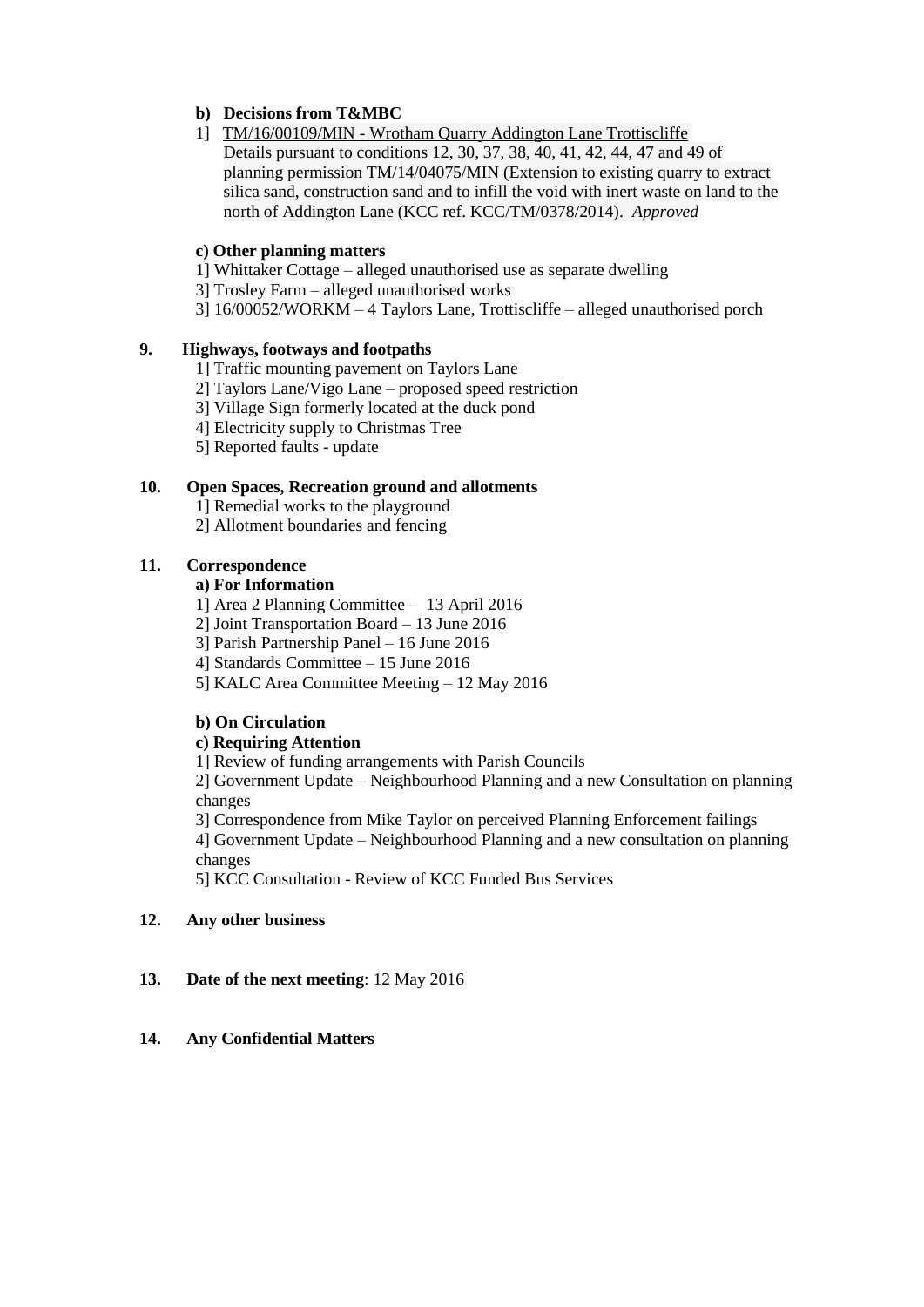**b) Decisions from T&MBC**

1] TM/16/00109/MIN - Wrotham Quarry Addington Lane Trottiscliffe
Details pursuant to conditions 12, 30, 37, 38, 40, 41, 42, 44, 47 and 49 of planning permission TM/14/04075/MIN (Extension to existing quarry to extract silica sand, construction sand and to infill the void with inert waste on land to the north of Addington Lane (KCC ref. KCC/TM/0378/2014). *Approved*

**c) Other planning matters**

1] Whittaker Cottage – alleged unauthorised use as separate dwelling
3] Trosley Farm – alleged unauthorised works
3] 16/00052/WORKM – 4 Taylors Lane, Trottiscliffe – alleged unauthorised porch

**9. Highways, footways and footpaths**

1] Traffic mounting pavement on Taylors Lane
2] Taylors Lane/Vigo Lane – proposed speed restriction
3] Village Sign formerly located at the duck pond
4] Electricity supply to Christmas Tree
5] Reported faults - update

**10. Open Spaces, Recreation ground and allotments**

1] Remedial works to the playground
2] Allotment boundaries and fencing

**11. Correspondence**

**a) For Information**

1] Area 2 Planning Committee – 13 April 2016
2] Joint Transportation Board – 13 June 2016
3] Parish Partnership Panel – 16 June 2016
4] Standards Committee – 15 June 2016
5] KALC Area Committee Meeting – 12 May 2016

**b) On Circulation**

**c) Requiring Attention**

1] Review of funding arrangements with Parish Councils
2] Government Update – Neighbourhood Planning and a new Consultation on planning changes
3] Correspondence from Mike Taylor on perceived Planning Enforcement failings
4] Government Update – Neighbourhood Planning and a new consultation on planning changes
5] KCC Consultation - Review of KCC Funded Bus Services

**12. Any other business**

**13. Date of the next meeting**: 12 May 2016

**14. Any Confidential Matters**